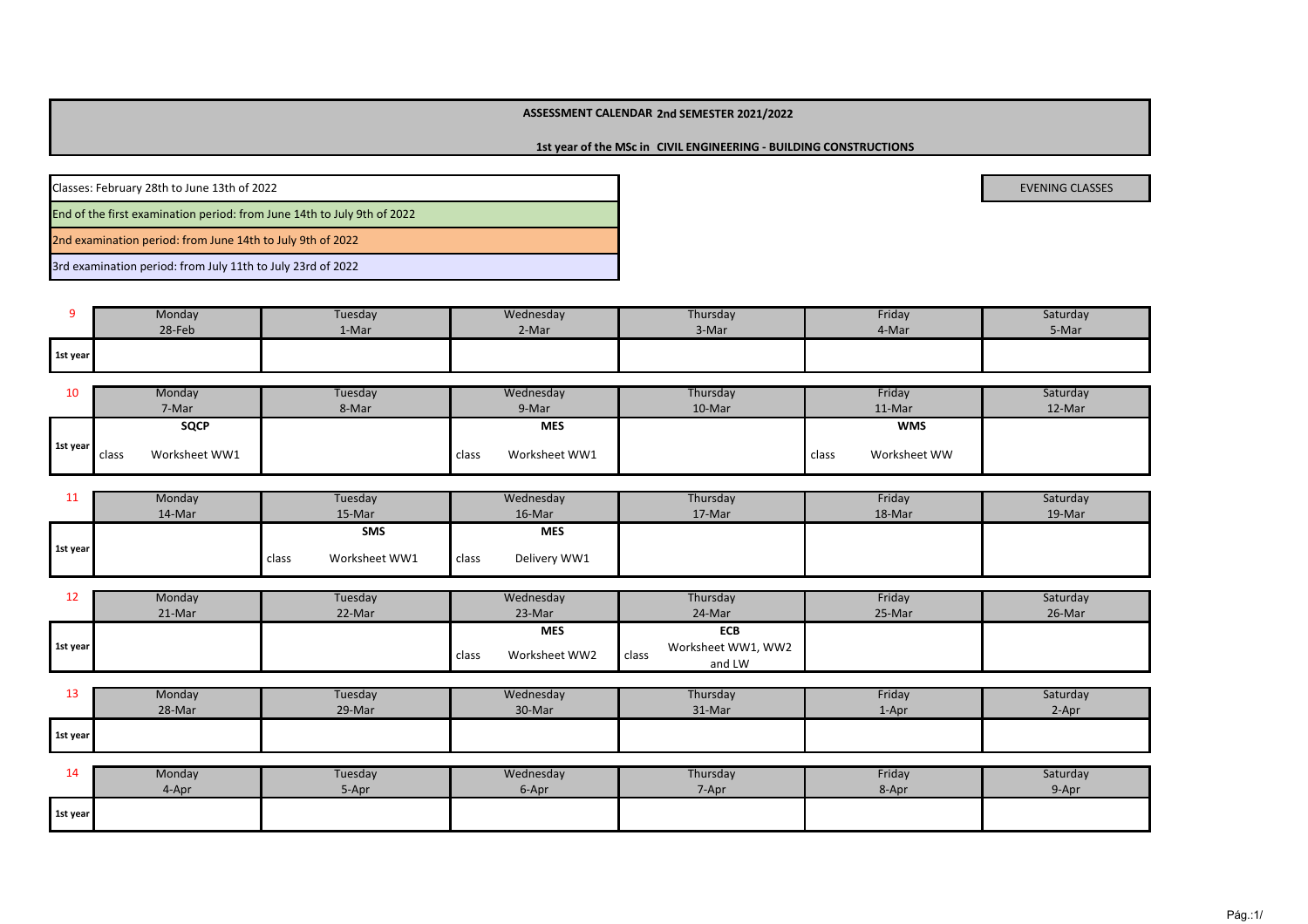**ASSESSMENT CALENDAR 2nd SEMESTER 2021/2022**

**1st year of the MSc in CIVIL ENGINEERING - BUILDING CONSTRUCTIONS**

Classes: February 28th to June 13th of 2022

End of the first examination period: from June 14th to July 9th of 2022

2nd examination period: from June 14th to July 9th of 2022

3rd examination period: from July 11th to July 23rd of 2022

EVENING CLASSES

| 9 | Monday 28-Feb | Tuesday 1-Mar | Wednesday 2-Mar | Thursday 3-Mar | Friday 4-Mar | Saturday 5-Mar |
|---|---|---|---|---|---|---|
| 1st year | | | | | | |

| 10 | Monday 7-Mar | Tuesday 8-Mar | Wednesday 9-Mar | Thursday 10-Mar | Friday 11-Mar | Saturday 12-Mar |
|---|---|---|---|---|---|---|
| 1st year | **SQCP** class Worksheet WW1 | | **MES** class Worksheet WW1 | | **WMS** class Worksheet WW | |

| 11 | Monday 14-Mar | Tuesday 15-Mar | Wednesday 16-Mar | Thursday 17-Mar | Friday 18-Mar | Saturday 19-Mar |
|---|---|---|---|---|---|---|
| 1st year | | **SMS** class Worksheet WW1 | **MES** class Delivery WW1 | | | |

| 12 | Monday 21-Mar | Tuesday 22-Mar | Wednesday 23-Mar | Thursday 24-Mar | Friday 25-Mar | Saturday 26-Mar |
|---|---|---|---|---|---|---|
| 1st year | | | **MES** class Worksheet WW2 | **ECB** class Worksheet WW1, WW2 and LW | | |

| 13 | Monday 28-Mar | Tuesday 29-Mar | Wednesday 30-Mar | Thursday 31-Mar | Friday 1-Apr | Saturday 2-Apr |
|---|---|---|---|---|---|---|
| 1st year | | | | | | |

| 14 | Monday 4-Apr | Tuesday 5-Apr | Wednesday 6-Apr | Thursday 7-Apr | Friday 8-Apr | Saturday 9-Apr |
|---|---|---|---|---|---|---|
| 1st year | | | | | | |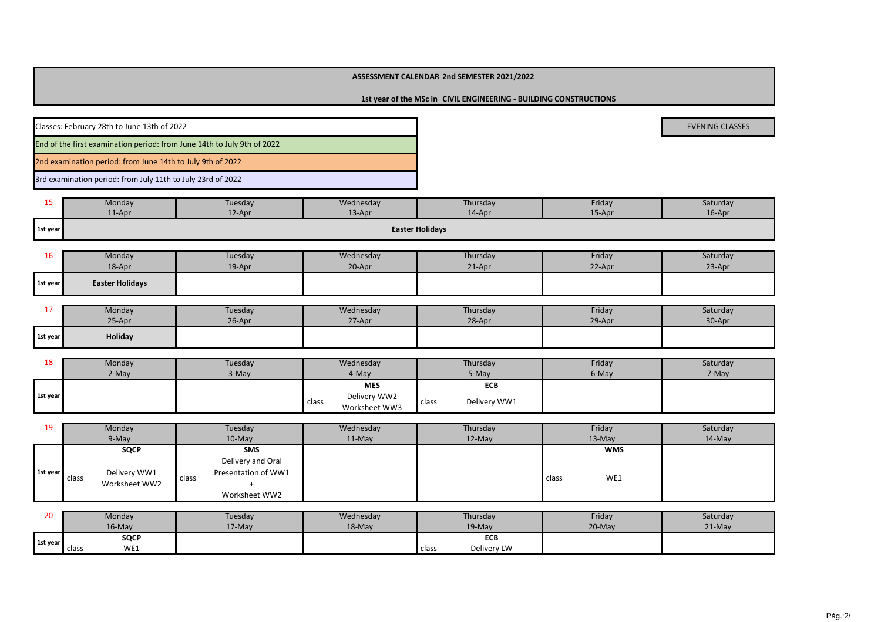**ASSESSMENT CALENDAR 2nd SEMESTER 2021/2022**

**1st year of the MSc in CIVIL ENGINEERING - BUILDING CONSTRUCTIONS**

EVENING CLASSES

- Classes: February 28th to June 13th of 2022
- End of the first examination period: from June 14th to July 9th of 2022
- 2nd examination period: from June 14th to July 9th of 2022
- 3rd examination period: from July 11th to July 23rd of 2022

| 15 | Monday 11-Apr | Tuesday 12-Apr | Wednesday 13-Apr | Thursday 14-Apr | Friday 15-Apr | Saturday 16-Apr |
|---|---|---|---|---|---|---|
| 1st year | **Easter Holidays** | | | | | |

| 16 | Monday 18-Apr | Tuesday 19-Apr | Wednesday 20-Apr | Thursday 21-Apr | Friday 22-Apr | Saturday 23-Apr |
|---|---|---|---|---|---|---|
| 1st year | **Easter Holidays** | | | | | |

| 17 | Monday 25-Apr | Tuesday 26-Apr | Wednesday 27-Apr | Thursday 28-Apr | Friday 29-Apr | Saturday 30-Apr |
|---|---|---|---|---|---|---|
| 1st year | **Holiday** | | | | | |

| 18 | Monday 2-May | Tuesday 3-May | Wednesday 4-May | Thursday 5-May | Friday 6-May | Saturday 7-May |
|---|---|---|---|---|---|---|
| 1st year | | | **MES** class Delivery WW2 Worksheet WW3 | **ECB** class Delivery WW1 | | |

| 19 | Monday 9-May | Tuesday 10-May | Wednesday 11-May | Thursday 12-May | Friday 13-May | Saturday 14-May |
|---|---|---|---|---|---|---|
| 1st year | **SQCP** class Delivery WW1 Worksheet WW2 | **SMS** class Delivery and Oral Presentation of WW1 + Worksheet WW2 | | | **WMS** class WE1 | |

| 20 | Monday 16-May | Tuesday 17-May | Wednesday 18-May | Thursday 19-May | Friday 20-May | Saturday 21-May |
|---|---|---|---|---|---|---|
| 1st year | **SQCP** class WE1 | | | **ECB** class Delivery LW | | |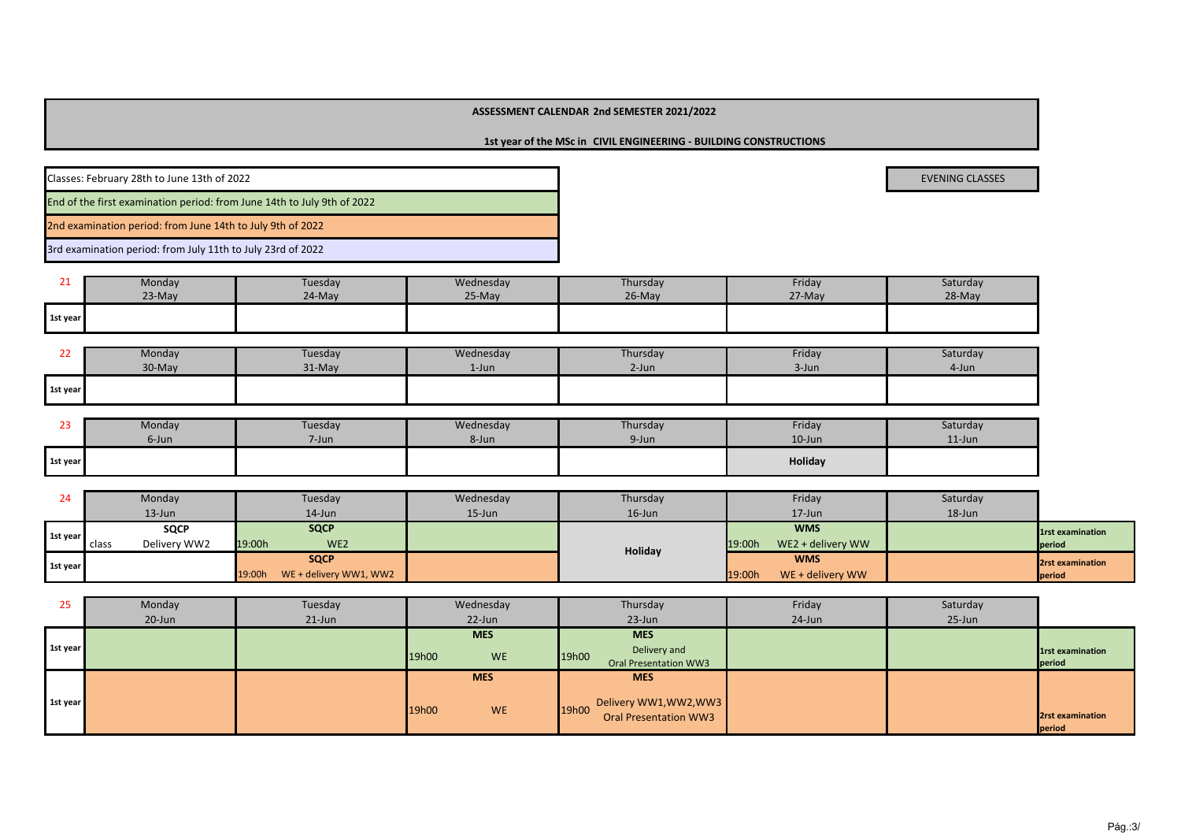**ASSESSMENT CALENDAR 2nd SEMESTER 2021/2022**

**1st year of the MSc in CIVIL ENGINEERING - BUILDING CONSTRUCTIONS**

Classes: February 28th to June 13th of 2022

End of the first examination period: from June 14th to July 9th of 2022

2nd examination period: from June 14th to July 9th of 2022

3rd examination period: from July 11th to July 23rd of 2022

EVENING CLASSES

| 21 | Monday 23-May | Tuesday 24-May | Wednesday 25-May | Thursday 26-May | Friday 27-May | Saturday 28-May | |
|---|---|---|---|---|---|---|---|
| 1st year | | | | | | | |

| 22 | Monday 30-May | Tuesday 31-May | Wednesday 1-Jun | Thursday 2-Jun | Friday 3-Jun | Saturday 4-Jun | |
|---|---|---|---|---|---|---|---|
| 1st year | | | | | | | |

| 23 | Monday 6-Jun | Tuesday 7-Jun | Wednesday 8-Jun | Thursday 9-Jun | Friday 10-Jun | Saturday 11-Jun | |
|---|---|---|---|---|---|---|---|
| 1st year | | | | | **Holiday** | | |

| 24 | Monday 13-Jun | Tuesday 14-Jun | Wednesday 15-Jun | Thursday 16-Jun | Friday 17-Jun | Saturday 18-Jun | |
|---|---|---|---|---|---|---|---|
| 1st year | **SQCP** class Delivery WW2 | **SQCP** 19:00h WE2 | | **Holiday** | **WMS** 19:00h WE2 + delivery WW | | 1rst examination period |
| 1st year | | **SQCP** 19:00h WE + delivery WW1, WW2 | | **Holiday** | **WMS** 19:00h WE + delivery WW | | 2rst examination period |

| 25 | Monday 20-Jun | Tuesday 21-Jun | Wednesday 22-Jun | Thursday 23-Jun | Friday 24-Jun | Saturday 25-Jun | |
|---|---|---|---|---|---|---|---|
| 1st year | | | **MES** 19h00 WE | **MES** 19h00 Delivery and Oral Presentation WW3 | | | 1rst examination period |
| 1st year | | | **MES** 19h00 WE | **MES** 19h00 Delivery WW1,WW2,WW3 Oral Presentation WW3 | | | 2rst examination period |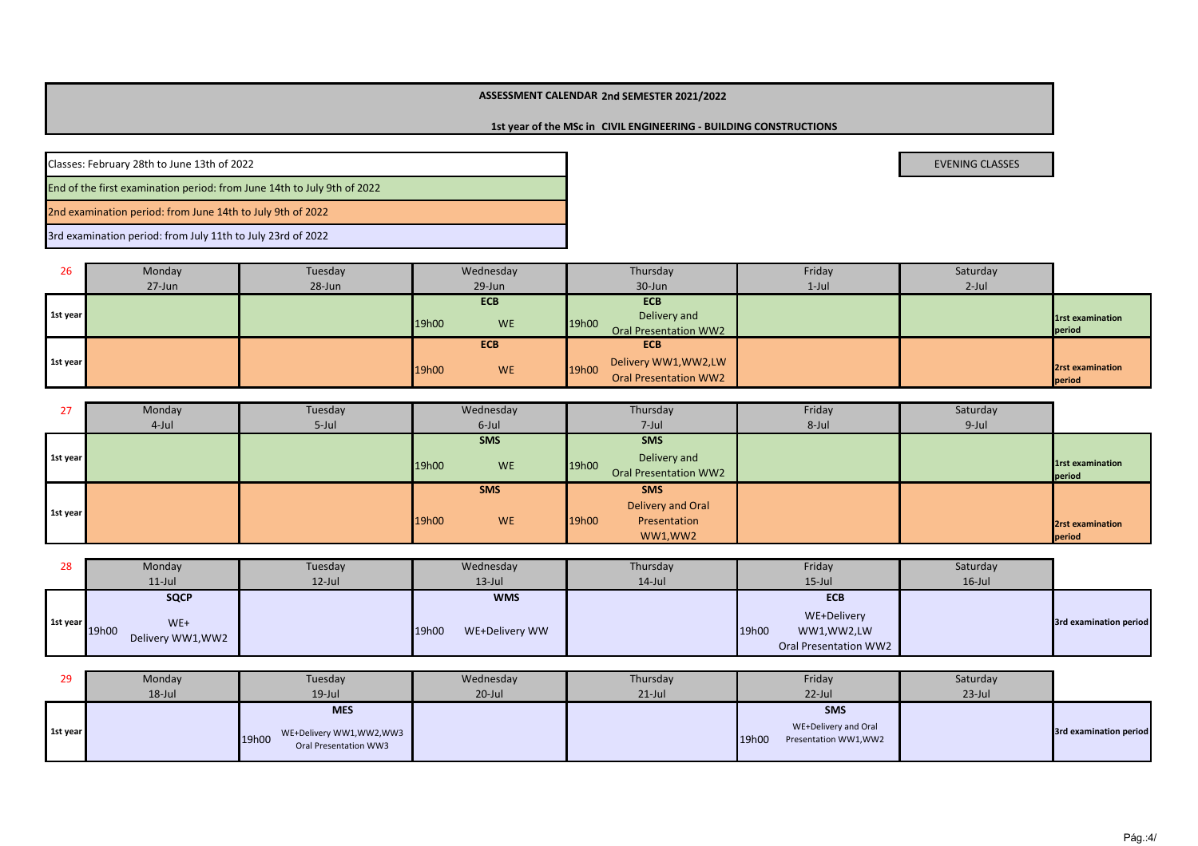**ASSESSMENT CALENDAR 2nd SEMESTER 2021/2022**

**1st year of the MSc in CIVIL ENGINEERING - BUILDING CONSTRUCTIONS**

Classes: February 28th to June 13th of 2022

End of the first examination period: from June 14th to July 9th of 2022

2nd examination period: from June 14th to July 9th of 2022

3rd examination period: from July 11th to July 23rd of 2022

EVENING CLASSES

| 26 | Monday 27-Jun | Tuesday 28-Jun | Wednesday 29-Jun | Thursday 30-Jun | Friday 1-Jul | Saturday 2-Jul | |
|---|---|---|---|---|---|---|---|
| 1st year | | | **ECB** 19h00 WE | **ECB** 19h00 Delivery and Oral Presentation WW2 | | | 1rst examination period |
| 1st year | | | **ECB** 19h00 WE | **ECB** 19h00 Delivery WW1,WW2,LW Oral Presentation WW2 | | | 2rst examination period |

| 27 | Monday 4-Jul | Tuesday 5-Jul | Wednesday 6-Jul | Thursday 7-Jul | Friday 8-Jul | Saturday 9-Jul | |
|---|---|---|---|---|---|---|---|
| 1st year | | | **SMS** 19h00 WE | **SMS** 19h00 Delivery and Oral Presentation WW2 | | | 1rst examination period |
| 1st year | | | **SMS** 19h00 WE | **SMS** 19h00 Delivery and Oral Presentation WW1,WW2 | | | 2rst examination period |

| 28 | Monday 11-Jul | Tuesday 12-Jul | Wednesday 13-Jul | Thursday 14-Jul | Friday 15-Jul | Saturday 16-Jul | |
|---|---|---|---|---|---|---|---|
| 1st year | **SQCP** 19h00 WE+ Delivery WW1,WW2 | | **WMS** 19h00 WE+Delivery WW | | **ECB** 19h00 WE+Delivery WW1,WW2,LW Oral Presentation WW2 | | 3rd examination period |

| 29 | Monday 18-Jul | Tuesday 19-Jul | Wednesday 20-Jul | Thursday 21-Jul | Friday 22-Jul | Saturday 23-Jul | |
|---|---|---|---|---|---|---|---|
| 1st year | | **MES** 19h00 WE+Delivery WW1,WW2,WW3 Oral Presentation WW3 | | | **SMS** 19h00 WE+Delivery and Oral Presentation WW1,WW2 | | 3rd examination period |